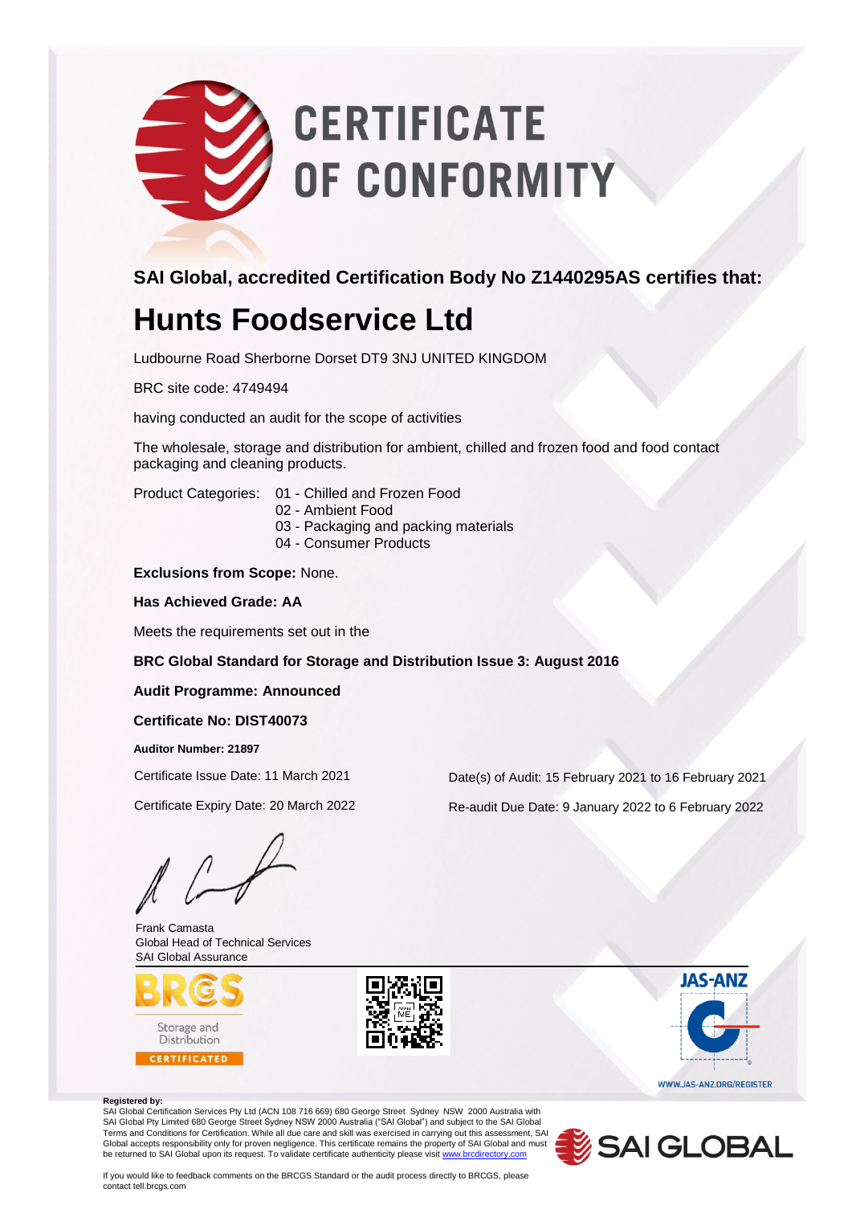# CERTIFICATE OF CONFORMITY

**SAI Global, accredited Certification Body No Z1440295AS certifies that:**

## Hunts Foodservice Ltd

Ludbourne Road Sherborne Dorset DT9 3NJ UNITED KINGDOM

BRC site code: 4749494

having conducted an audit for the scope of activities

The wholesale, storage and distribution for ambient, chilled and frozen food and food contact packaging and cleaning products.

Product Categories:
- 01 - Chilled and Frozen Food
- 02 - Ambient Food
- 03 - Packaging and packing materials
- 04 - Consumer Products

**Exclusions from Scope:** None.

**Has Achieved Grade: AA**

Meets the requirements set out in the

**BRC Global Standard for Storage and Distribution Issue 3: August 2016**

**Audit Programme: Announced**

**Certificate No: DIST40073**

**Auditor Number: 21897**

Certificate Issue Date: 11 March 2021

Certificate Expiry Date: 20 March 2022

Date(s) of Audit: 15 February 2021 to 16 February 2021

Re-audit Due Date: 9 January 2022 to 6 February 2022

Frank Camasta
Global Head of Technical Services
SAI Global Assurance

BRCGS Storage and Distribution CERTIFICATED

JAS-ANZ

WWW.JAS-ANZ.ORG/REGISTER

**Registered by:**
SAI Global Certification Services Pty Ltd (ACN 108 716 669) 680 George Street Sydney NSW 2000 Australia with SAI Global Pty Limited 680 George Street Sydney NSW 2000 Australia ("SAI Global") and subject to the SAI Global Terms and Conditions for Certification. While all due care and skill was exercised in carrying out this assessment, SAI Global accepts responsibility only for proven negligence. This certificate remains the property of SAI Global and must be returned to SAI Global upon its request. To validate certificate authenticity please visit www.brcdirectory.com

SAI GLOBAL

If you would like to feedback comments on the BRCGS Standard or the audit process directly to BRCGS, please contact tell.brcgs.com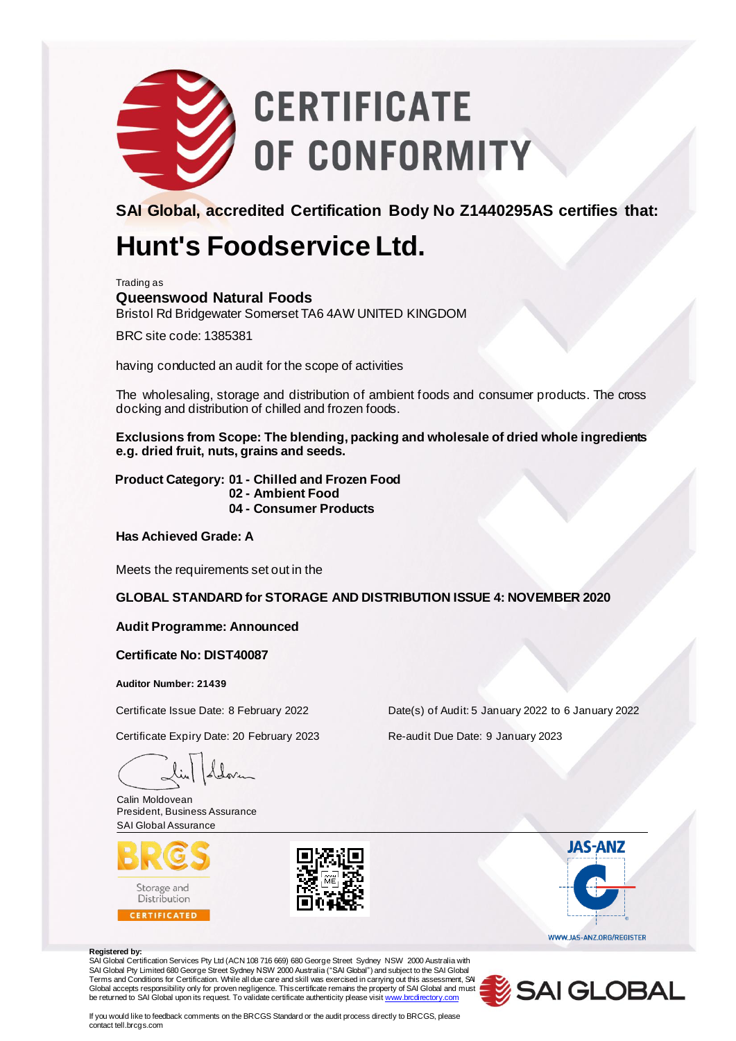# CERTIFICATE OF CONFORMITY

**SAI Global, accredited Certification Body No Z1440295AS certifies that:**

# Hunt's Foodservice Ltd.

Trading as

**Queenswood Natural Foods**

Bristol Rd Bridgewater Somerset TA6 4AW UNITED KINGDOM

BRC site code: 1385381

having conducted an audit for the scope of activities

The wholesaling, storage and distribution of ambient foods and consumer products. The cross docking and distribution of chilled and frozen foods.

**Exclusions from Scope: The blending, packing and wholesale of dried whole ingredients e.g. dried fruit, nuts, grains and seeds.**

**Product Category: 01 - Chilled and Frozen Food**
**02 - Ambient Food**
**04 - Consumer Products**

**Has Achieved Grade: A**

Meets the requirements set out in the

**GLOBAL STANDARD for STORAGE AND DISTRIBUTION ISSUE 4: NOVEMBER 2020**

**Audit Programme: Announced**

**Certificate No: DIST40087**

**Auditor Number: 21439**

Certificate Issue Date: 8 February 2022

Date(s) of Audit: 5 January 2022 to 6 January 2022

Certificate Expiry Date: 20 February 2023

Re-audit Due Date: 9 January 2023

Calin Moldovean
President, Business Assurance
SAI Global Assurance

BRCGS Storage and Distribution CERTIFICATED

JAS-ANZ
WWW.JAS-ANZ.ORG/REGISTER

**Registered by:**
SAI Global Certification Services Pty Ltd (ACN 108 716 669) 680 George Street Sydney NSW 2000 Australia with SAI Global Pty Limited 680 George Street Sydney NSW 2000 Australia ("SAI Global") and subject to the SAI Global Terms and Conditions for Certification. While all due care and skill was exercised in carrying out this assessment, SAI Global accepts responsibility only for proven negligence. This certificate remains the property of SAI Global and must be returned to SAI Global upon its request. To validate certificate authenticity please visit www.brcdirectory.com

SAI GLOBAL

If you would like to feedback comments on the BRCGS Standard or the audit process directly to BRCGS, please contact tell.brcgs.com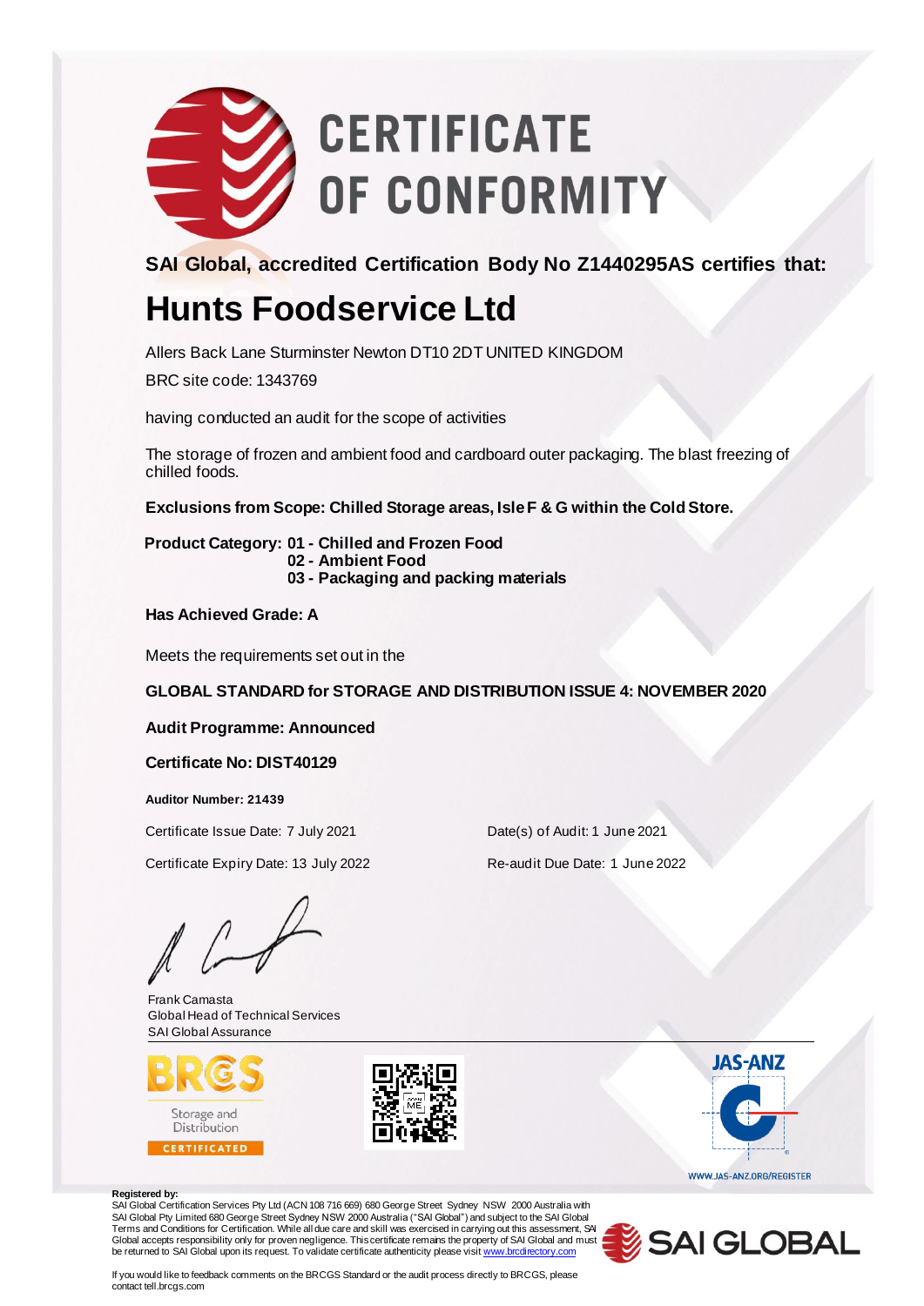# CERTIFICATE OF CONFORMITY

**SAI Global, accredited Certification Body No Z1440295AS certifies that:**

## Hunts Foodservice Ltd

Allers Back Lane Sturminster Newton DT10 2DT UNITED KINGDOM

BRC site code: 1343769

having conducted an audit for the scope of activities

The storage of frozen and ambient food and cardboard outer packaging. The blast freezing of chilled foods.

**Exclusions from Scope: Chilled Storage areas, Isle F & G within the Cold Store.**

**Product Category: 01 - Chilled and Frozen Food**
**02 - Ambient Food**
**03 - Packaging and packing materials**

**Has Achieved Grade: A**

Meets the requirements set out in the

**GLOBAL STANDARD for STORAGE AND DISTRIBUTION ISSUE 4: NOVEMBER 2020**

**Audit Programme: Announced**

**Certificate No: DIST40129**

**Auditor Number: 21439**

Certificate Issue Date: 7 July 2021

Date(s) of Audit: 1 June 2021

Certificate Expiry Date: 13 July 2022

Re-audit Due Date: 1 June 2022

Frank Camasta
Global Head of Technical Services
SAI Global Assurance

BRCGS Storage and Distribution CERTIFICATED

JAS-ANZ
WWW.JAS-ANZ.ORG/REGISTER

**Registered by:**
SAI Global Certification Services Pty Ltd (ACN 108 716 669) 680 George Street Sydney NSW 2000 Australia with SAI Global Pty Limited 680 George Street Sydney NSW 2000 Australia ("SAI Global") and subject to the SAI Global Terms and Conditions for Certification. While all due care and skill was exercised in carrying out this assessment, SAI Global accepts responsibility only for proven negligence. This certificate remains the property of SAI Global and must be returned to SAI Global upon its request. To validate certificate authenticity please visit www.brcdirectory.com

SAI GLOBAL

If you would like to feedback comments on the BRCGS Standard or the audit process directly to BRCGS, please contact tell.brcgs.com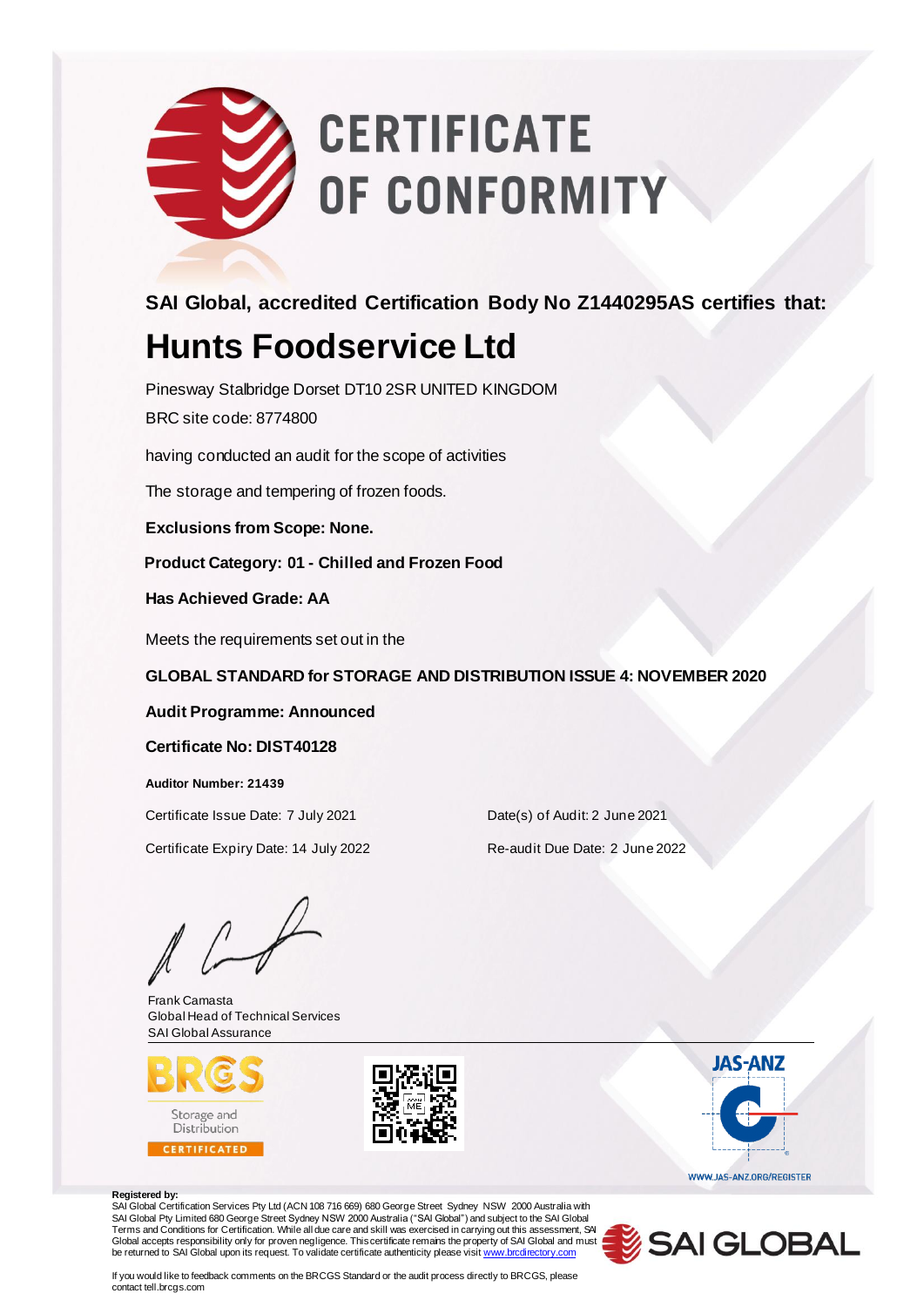# CERTIFICATE OF CONFORMITY

**SAI Global, accredited Certification Body No Z1440295AS certifies that:**

## Hunts Foodservice Ltd

Pinesway Stalbridge Dorset DT10 2SR UNITED KINGDOM

BRC site code: 8774800

having conducted an audit for the scope of activities

The storage and tempering of frozen foods.

**Exclusions from Scope: None.**

**Product Category: 01 - Chilled and Frozen Food**

**Has Achieved Grade: AA**

Meets the requirements set out in the

**GLOBAL STANDARD for STORAGE AND DISTRIBUTION ISSUE 4: NOVEMBER 2020**

**Audit Programme: Announced**

**Certificate No: DIST40128**

**Auditor Number: 21439**

Certificate Issue Date: 7 July 2021

Date(s) of Audit: 2 June 2021

Certificate Expiry Date: 14 July 2022

Re-audit Due Date: 2 June 2022

Frank Camasta
Global Head of Technical Services
SAI Global Assurance

BRCGS Storage and Distribution CERTIFICATED

JAS-ANZ

WWW.JAS-ANZ.ORG/REGISTER

**Registered by:**
SAI Global Certification Services Pty Ltd (ACN 108 716 669) 680 George Street Sydney NSW 2000 Australia with SAI Global Pty Limited 680 George Street Sydney NSW 2000 Australia ("SAI Global") and subject to the SAI Global Terms and Conditions for Certification. While all due care and skill was exercised in carrying out this assessment, SAI Global accepts responsibility only for proven negligence. This certificate remains the property of SAI Global and must be returned to SAI Global upon its request. To validate certificate authenticity please visit www.brcdirectory.com

SAI GLOBAL

If you would like to feedback comments on the BRCGS Standard or the audit process directly to BRCGS, please contact tell.brcgs.com